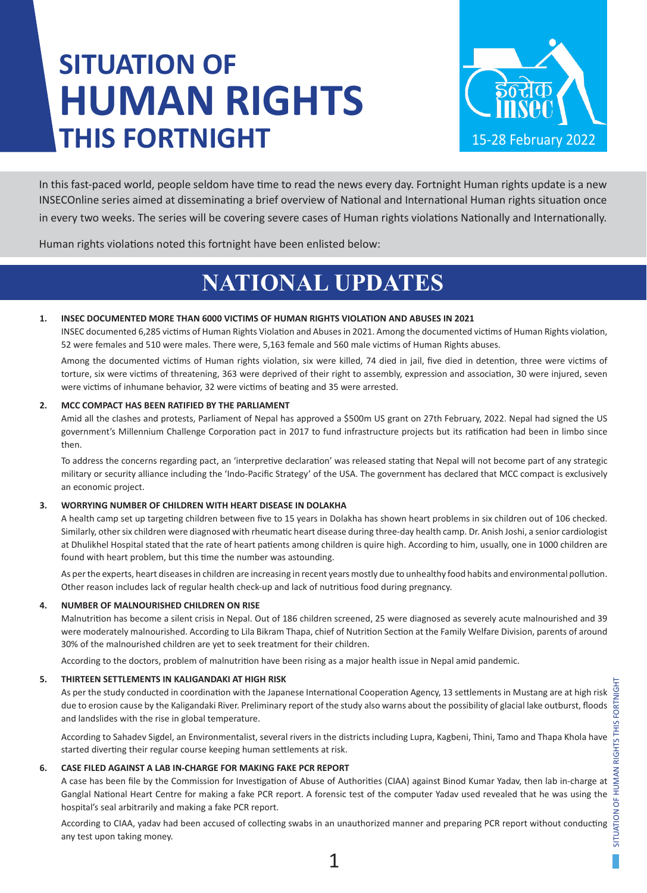# SITUATION OF HUMAN RIGHTS THIS FORTNIGHT

15-28 February 2022

In this fast-paced world, people seldom have time to read the news every day. Fortnight Human rights update is a new INSECOnline series aimed at disseminating a brief overview of National and International Human rights situation once in every two weeks. The series will be covering severe cases of Human rights violations Nationally and Internationally.

Human rights violations noted this fortnight have been enlisted below:

## NATIONAL UPDATES

### 1. INSEC DOCUMENTED MORE THAN 6000 VICTIMS OF HUMAN RIGHTS VIOLATION AND ABUSES IN 2021

INSEC documented 6,285 victims of Human Rights Violation and Abuses in 2021. Among the documented victims of Human Rights violation, 52 were females and 510 were males. There were, 5,163 female and 560 male victims of Human Rights abuses.

Among the documented victims of Human rights violation, six were killed, 74 died in jail, five died in detention, three were victims of torture, six were victims of threatening, 363 were deprived of their right to assembly, expression and association, 30 were injured, seven were victims of inhumane behavior, 32 were victims of beating and 35 were arrested.

### 2. MCC COMPACT HAS BEEN RATIFIED BY THE PARLIAMENT

Amid all the clashes and protests, Parliament of Nepal has approved a $500m US grant on 27th February, 2022. Nepal had signed the US government's Millennium Challenge Corporation pact in 2017 to fund infrastructure projects but its ratification had been in limbo since then.

To address the concerns regarding pact, an 'interpretive declaration' was released stating that Nepal will not become part of any strategic military or security alliance including the 'Indo-Pacific Strategy' of the USA. The government has declared that MCC compact is exclusively an economic project.

### 3. WORRYING NUMBER OF CHILDREN WITH HEART DISEASE IN DOLAKHA

A health camp set up targeting children between five to 15 years in Dolakha has shown heart problems in six children out of 106 checked. Similarly, other six children were diagnosed with rheumatic heart disease during three-day health camp. Dr. Anish Joshi, a senior cardiologist at Dhulikhel Hospital stated that the rate of heart patients among children is quire high. According to him, usually, one in 1000 children are found with heart problem, but this time the number was astounding.

As per the experts, heart diseases in children are increasing in recent years mostly due to unhealthy food habits and environmental pollution. Other reason includes lack of regular health check-up and lack of nutritious food during pregnancy.

### 4. NUMBER OF MALNOURISHED CHILDREN ON RISE

Malnutrition has become a silent crisis in Nepal. Out of 186 children screened, 25 were diagnosed as severely acute malnourished and 39 were moderately malnourished. According to Lila Bikram Thapa, chief of Nutrition Section at the Family Welfare Division, parents of around 30% of the malnourished children are yet to seek treatment for their children.

According to the doctors, problem of malnutrition have been rising as a major health issue in Nepal amid pandemic.

### 5. THIRTEEN SETTLEMENTS IN KALIGANDAKI AT HIGH RISK

As per the study conducted in coordination with the Japanese International Cooperation Agency, 13 settlements in Mustang are at high risk due to erosion cause by the Kaligandaki River. Preliminary report of the study also warns about the possibility of glacial lake outburst, floods and landslides with the rise in global temperature.

According to Sahadev Sigdel, an Environmentalist, several rivers in the districts including Lupra, Kagbeni, Thini, Tamo and Thapa Khola have started diverting their regular course keeping human settlements at risk.

### 6. CASE FILED AGAINST A LAB IN-CHARGE FOR MAKING FAKE PCR REPORT

A case has been file by the Commission for Investigation of Abuse of Authorities (CIAA) against Binod Kumar Yadav, then lab in-charge at Ganglal National Heart Centre for making a fake PCR report. A forensic test of the computer Yadav used revealed that he was using the hospital's seal arbitrarily and making a fake PCR report.

According to CIAA, yadav had been accused of collecting swabs in an unauthorized manner and preparing PCR report without conducting any test upon taking money.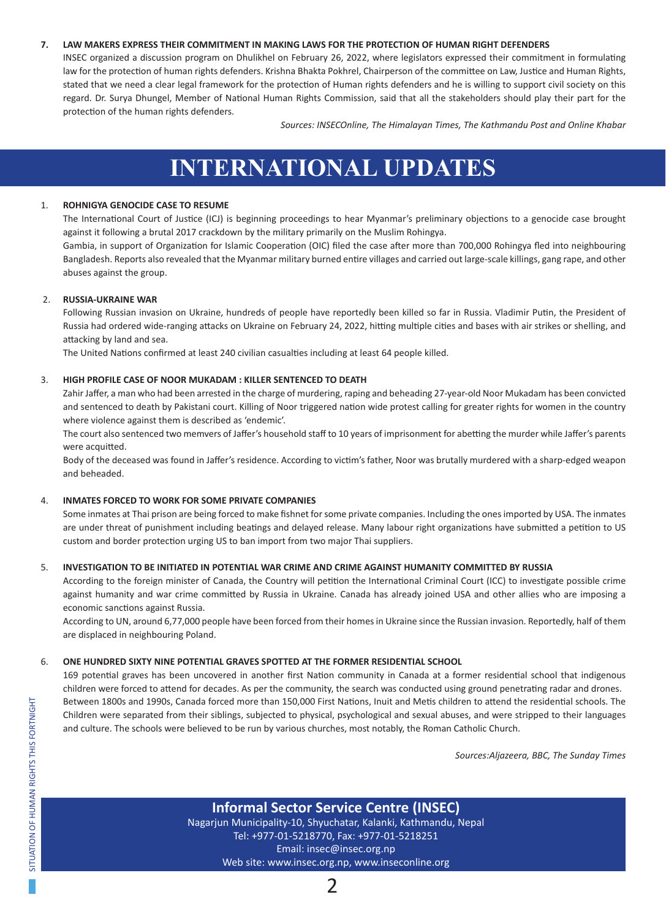7. **LAW MAKERS EXPRESS THEIR COMMITMENT IN MAKING LAWS FOR THE PROTECTION OF HUMAN RIGHT DEFENDERS**

   INSEC organized a discussion program on Dhulikhel on February 26, 2022, where legislators expressed their commitment in formulating law for the protection of human rights defenders. Krishna Bhakta Pokhrel, Chairperson of the committee on Law, Justice and Human Rights, stated that we need a clear legal framework for the protection of Human rights defenders and he is willing to support civil society on this regard. Dr. Surya Dhungel, Member of National Human Rights Commission, said that all the stakeholders should play their part for the protection of the human rights defenders.

*Sources: INSECOnline, The Himalayan Times, The Kathmandu Post and Online Khabar*

# INTERNATIONAL UPDATES

1. **ROHNIGYA GENOCIDE CASE TO RESUME**

   The International Court of Justice (ICJ) is beginning proceedings to hear Myanmar's preliminary objections to a genocide case brought against it following a brutal 2017 crackdown by the military primarily on the Muslim Rohingya.

   Gambia, in support of Organization for Islamic Cooperation (OIC) filed the case after more than 700,000 Rohingya fled into neighbouring Bangladesh. Reports also revealed that the Myanmar military burned entire villages and carried out large-scale killings, gang rape, and other abuses against the group.

2. **RUSSIA-UKRAINE WAR**

   Following Russian invasion on Ukraine, hundreds of people have reportedly been killed so far in Russia. Vladimir Putin, the President of Russia had ordered wide-ranging attacks on Ukraine on February 24, 2022, hitting multiple cities and bases with air strikes or shelling, and attacking by land and sea.

   The United Nations confirmed at least 240 civilian casualties including at least 64 people killed.

3. **HIGH PROFILE CASE OF NOOR MUKADAM : KILLER SENTENCED TO DEATH**

   Zahir Jaffer, a man who had been arrested in the charge of murdering, raping and beheading 27-year-old Noor Mukadam has been convicted and sentenced to death by Pakistani court. Killing of Noor triggered nation wide protest calling for greater rights for women in the country where violence against them is described as 'endemic'.

   The court also sentenced two memvers of Jaffer's household staff to 10 years of imprisonment for abetting the murder while Jaffer's parents were acquitted.

   Body of the deceased was found in Jaffer's residence. According to victim's father, Noor was brutally murdered with a sharp-edged weapon and beheaded.

4. **INMATES FORCED TO WORK FOR SOME PRIVATE COMPANIES**

   Some inmates at Thai prison are being forced to make fishnet for some private companies. Including the ones imported by USA. The inmates are under threat of punishment including beatings and delayed release. Many labour right organizations have submitted a petition to US custom and border protection urging US to ban import from two major Thai suppliers.

5. **INVESTIGATION TO BE INITIATED IN POTENTIAL WAR CRIME AND CRIME AGAINST HUMANITY COMMITTED BY RUSSIA**

   According to the foreign minister of Canada, the Country will petition the International Criminal Court (ICC) to investigate possible crime against humanity and war crime committed by Russia in Ukraine. Canada has already joined USA and other allies who are imposing a economic sanctions against Russia.

   According to UN, around 6,77,000 people have been forced from their homes in Ukraine since the Russian invasion. Reportedly, half of them are displaced in neighbouring Poland.

6. **ONE HUNDRED SIXTY NINE POTENTIAL GRAVES SPOTTED AT THE FORMER RESIDENTIAL SCHOOL**

   169 potential graves has been uncovered in another first Nation community in Canada at a former residential school that indigenous children were forced to attend for decades. As per the community, the search was conducted using ground penetrating radar and drones.

   Between 1800s and 1990s, Canada forced more than 150,000 First Nations, Inuit and Metis children to attend the residential schools. The Children were separated from their siblings, subjected to physical, psychological and sexual abuses, and were stripped to their languages and culture. The schools were believed to be run by various churches, most notably, the Roman Catholic Church.

*Sources:Aljazeera, BBC, The Sunday Times*

**Informal Sector Service Centre (INSEC)**

Nagarjun Municipality-10, Shyuchatar, Kalanki, Kathmandu, Nepal

Tel: +977-01-5218770, Fax: +977-01-5218251

Email: insec@insec.org.np

Web site: www.insec.org.np, www.inseconline.org